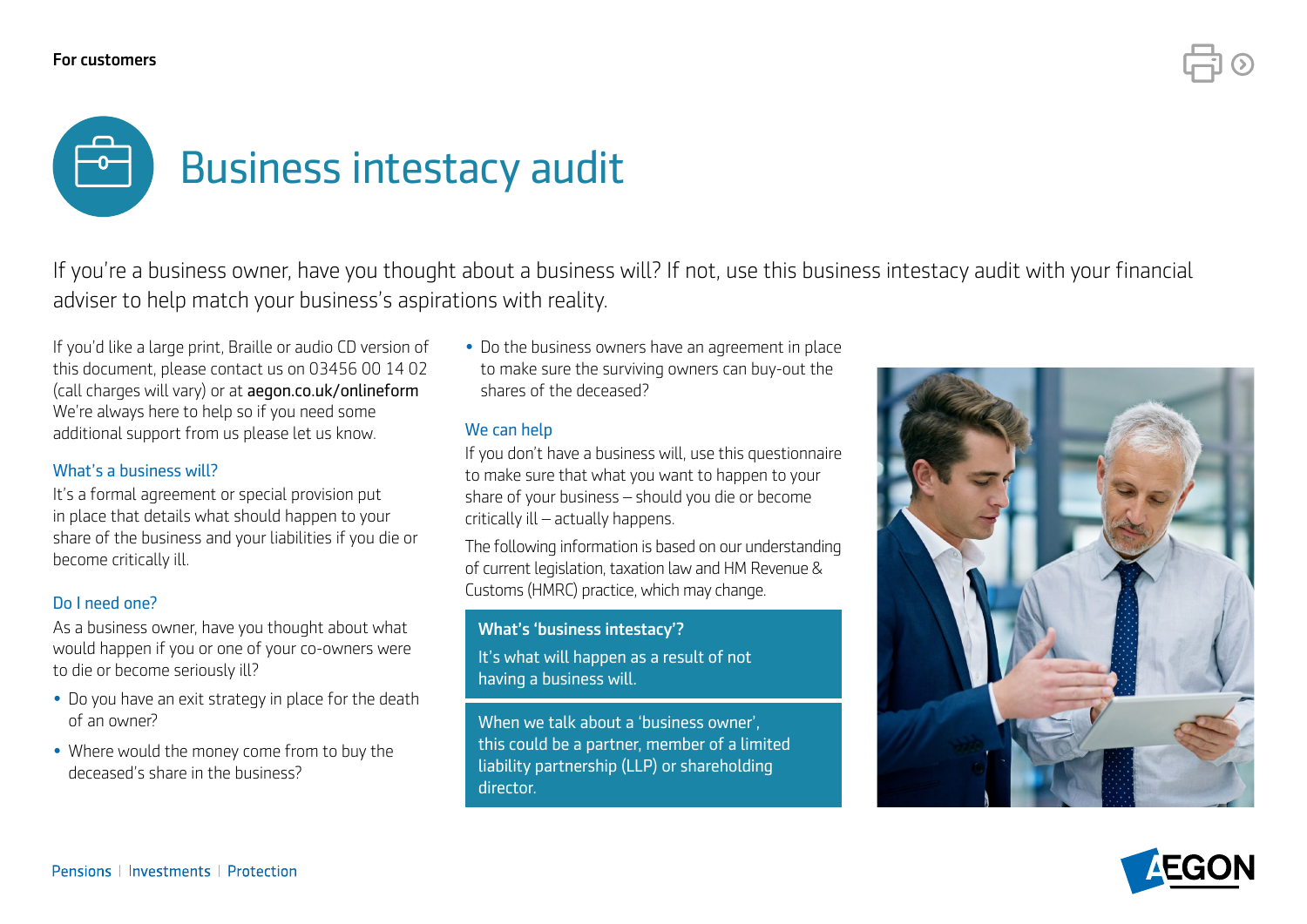For customers

# Business intestacy audit

If you're a business owner, have you thought about a business will? If not, use this business intestacy audit with your financial adviser to help match your business's aspirations with reality.

If you'd like a large print, Braille or audio CD version of this document, please contact us on 03456 00 14 02 (call charges will vary) or at aegon.co.uk/onlineform We're always here to help so if you need some additional support from us please let us know.

## What's a business will?

It's a formal agreement or special provision put in place that details what should happen to your share of the business and your liabilities if you die or become critically ill.

## Do I need one?

As a business owner, have you thought about what would happen if you or one of your co-owners were to die or become seriously ill?

- Do you have an exit strategy in place for the death of an owner?
- Where would the money come from to buy the deceased's share in the business?
- Do the business owners have an agreement in place to make sure the surviving owners can buy-out the shares of the deceased?

## We can help

If you don't have a business will, use this questionnaire to make sure that what you want to happen to your share of your business – should you die or become critically ill – actually happens.

The following information is based on our understanding of current legislation, taxation law and HM Revenue & Customs (HMRC) practice, which may change.

**What's 'business intestacy'?**

It's what will happen as a result of not having a business will.

When we talk about a 'business owner', this could be a partner, member of a limited liability partnership (LLP) or shareholding director.

Pensions | Investments | Protection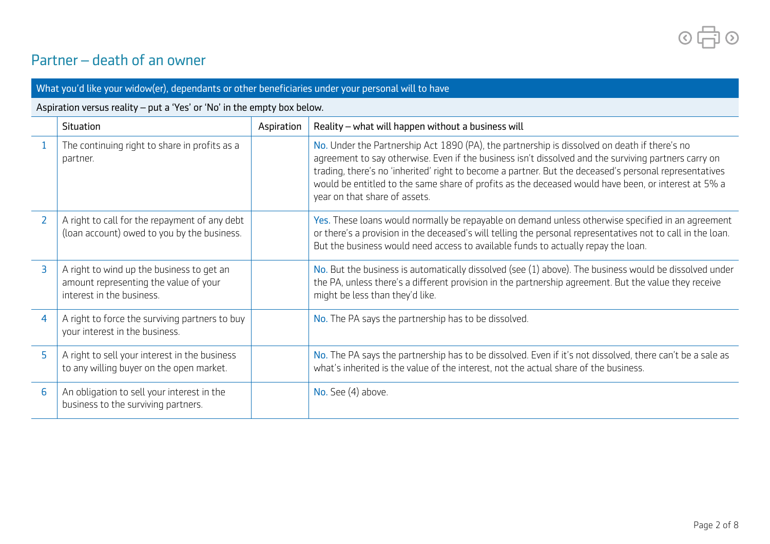## Partner – death of an owner

| What you'd like your widow(er), dependants or other beneficiaries under your personal will to have | | | |
|---|---|---|---|
| **Aspiration versus reality – put a 'Yes' or 'No' in the empty box below.** | | | |
| | Situation | Aspiration | Reality – what will happen without a business will |
| 1 | The continuing right to share in profits as a partner. | | No. Under the Partnership Act 1890 (PA), the partnership is dissolved on death if there's no agreement to say otherwise. Even if the business isn't dissolved and the surviving partners carry on trading, there's no 'inherited' right to become a partner. But the deceased's personal representatives would be entitled to the same share of profits as the deceased would have been, or interest at 5% a year on that share of assets. |
| 2 | A right to call for the repayment of any debt (loan account) owed to you by the business. | | Yes. These loans would normally be repayable on demand unless otherwise specified in an agreement or there's a provision in the deceased's will telling the personal representatives not to call in the loan. But the business would need access to available funds to actually repay the loan. |
| 3 | A right to wind up the business to get an amount representing the value of your interest in the business. | | No. But the business is automatically dissolved (see (1) above). The business would be dissolved under the PA, unless there's a different provision in the partnership agreement. But the value they receive might be less than they'd like. |
| 4 | A right to force the surviving partners to buy your interest in the business. | | No. The PA says the partnership has to be dissolved. |
| 5 | A right to sell your interest in the business to any willing buyer on the open market. | | No. The PA says the partnership has to be dissolved. Even if it's not dissolved, there can't be a sale as what's inherited is the value of the interest, not the actual share of the business. |
| 6 | An obligation to sell your interest in the business to the surviving partners. | | No. See (4) above. |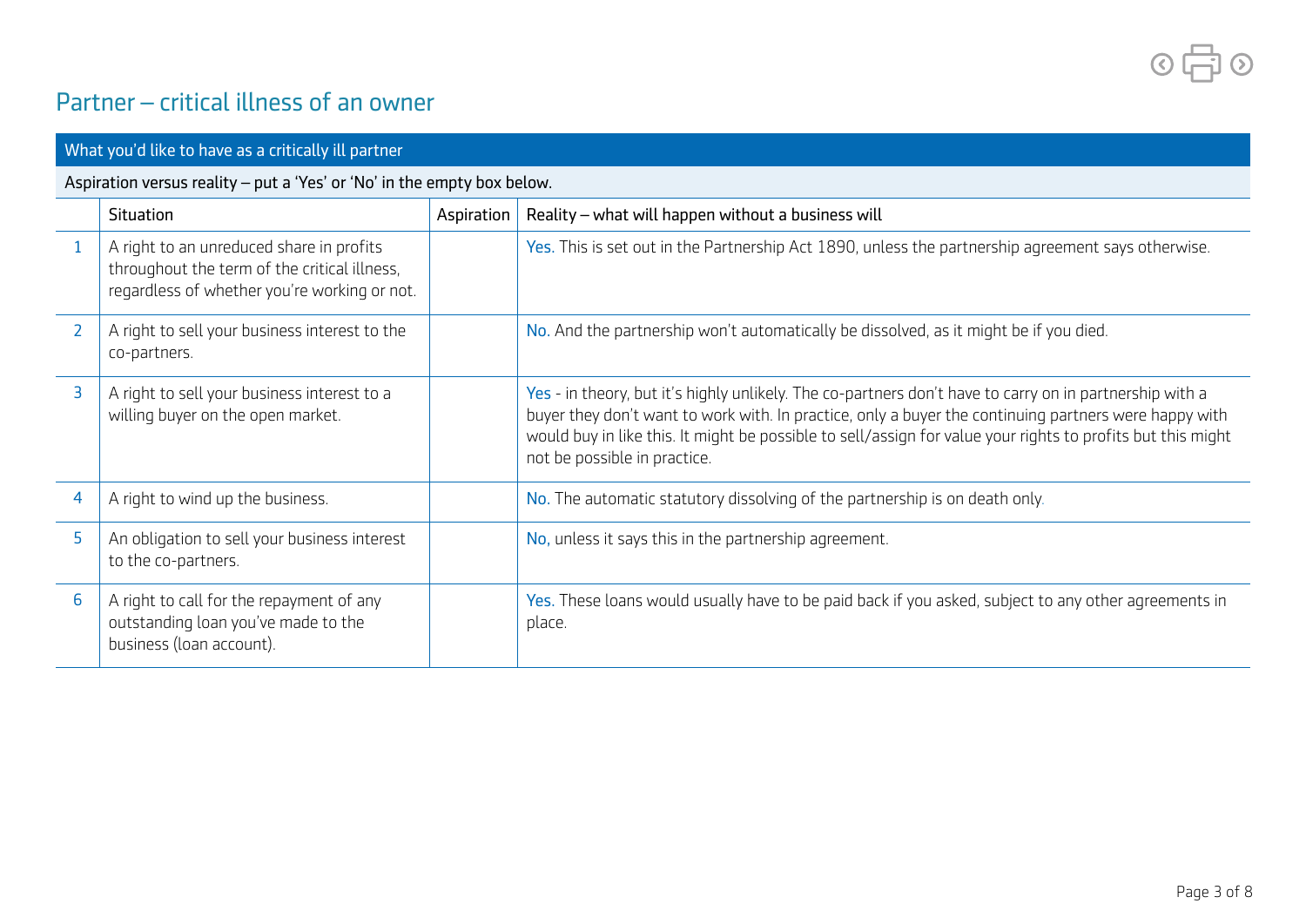## Partner – critical illness of an owner

| What you'd like to have as a critically ill partner | | | |
|---|---|---|---|
| Aspiration versus reality – put a 'Yes' or 'No' in the empty box below. | | | |
| | Situation | Aspiration | Reality – what will happen without a business will |
| 1 | A right to an unreduced share in profits throughout the term of the critical illness, regardless of whether you're working or not. | | Yes. This is set out in the Partnership Act 1890, unless the partnership agreement says otherwise. |
| 2 | A right to sell your business interest to the co-partners. | | No. And the partnership won't automatically be dissolved, as it might be if you died. |
| 3 | A right to sell your business interest to a willing buyer on the open market. | | Yes - in theory, but it's highly unlikely. The co-partners don't have to carry on in partnership with a buyer they don't want to work with. In practice, only a buyer the continuing partners were happy with would buy in like this. It might be possible to sell/assign for value your rights to profits but this might not be possible in practice. |
| 4 | A right to wind up the business. | | No. The automatic statutory dissolving of the partnership is on death only. |
| 5 | An obligation to sell your business interest to the co-partners. | | No, unless it says this in the partnership agreement. |
| 6 | A right to call for the repayment of any outstanding loan you've made to the business (loan account). | | Yes. These loans would usually have to be paid back if you asked, subject to any other agreements in place. |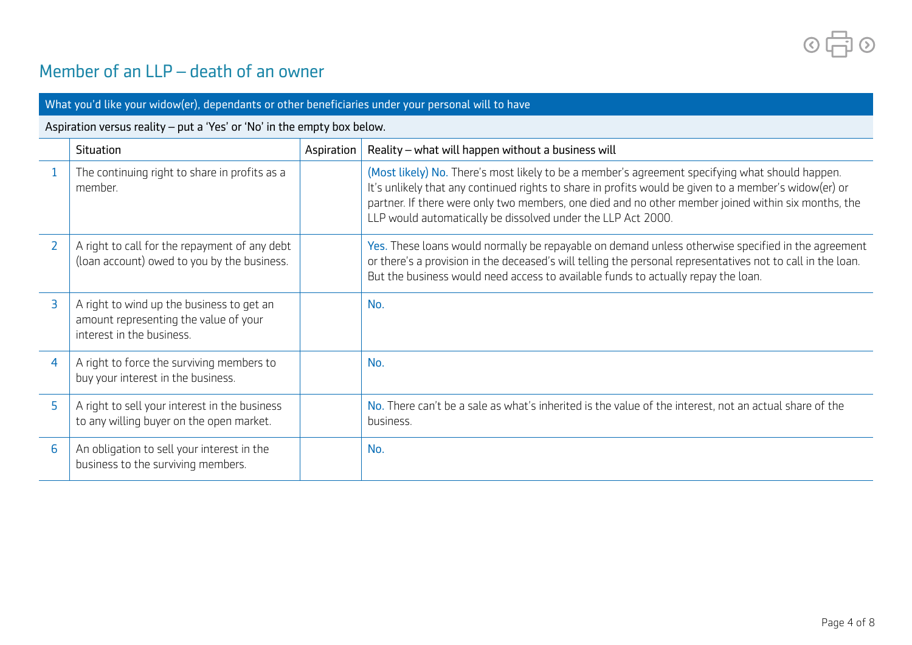# Member of an LLP – death of an owner

**What you'd like your widow(er), dependants or other beneficiaries under your personal will to have**

Aspiration versus reality – put a 'Yes' or 'No' in the empty box below.

| | Situation | Aspiration | Reality – what will happen without a business will |
|---|---|---|---|
| 1 | The continuing right to share in profits as a member. | | (Most likely) No. There's most likely to be a member's agreement specifying what should happen. It's unlikely that any continued rights to share in profits would be given to a member's widow(er) or partner. If there were only two members, one died and no other member joined within six months, the LLP would automatically be dissolved under the LLP Act 2000. |
| 2 | A right to call for the repayment of any debt (loan account) owed to you by the business. | | Yes. These loans would normally be repayable on demand unless otherwise specified in the agreement or there's a provision in the deceased's will telling the personal representatives not to call in the loan. But the business would need access to available funds to actually repay the loan. |
| 3 | A right to wind up the business to get an amount representing the value of your interest in the business. | | No. |
| 4 | A right to force the surviving members to buy your interest in the business. | | No. |
| 5 | A right to sell your interest in the business to any willing buyer on the open market. | | No. There can't be a sale as what's inherited is the value of the interest, not an actual share of the business. |
| 6 | An obligation to sell your interest in the business to the surviving members. | | No. |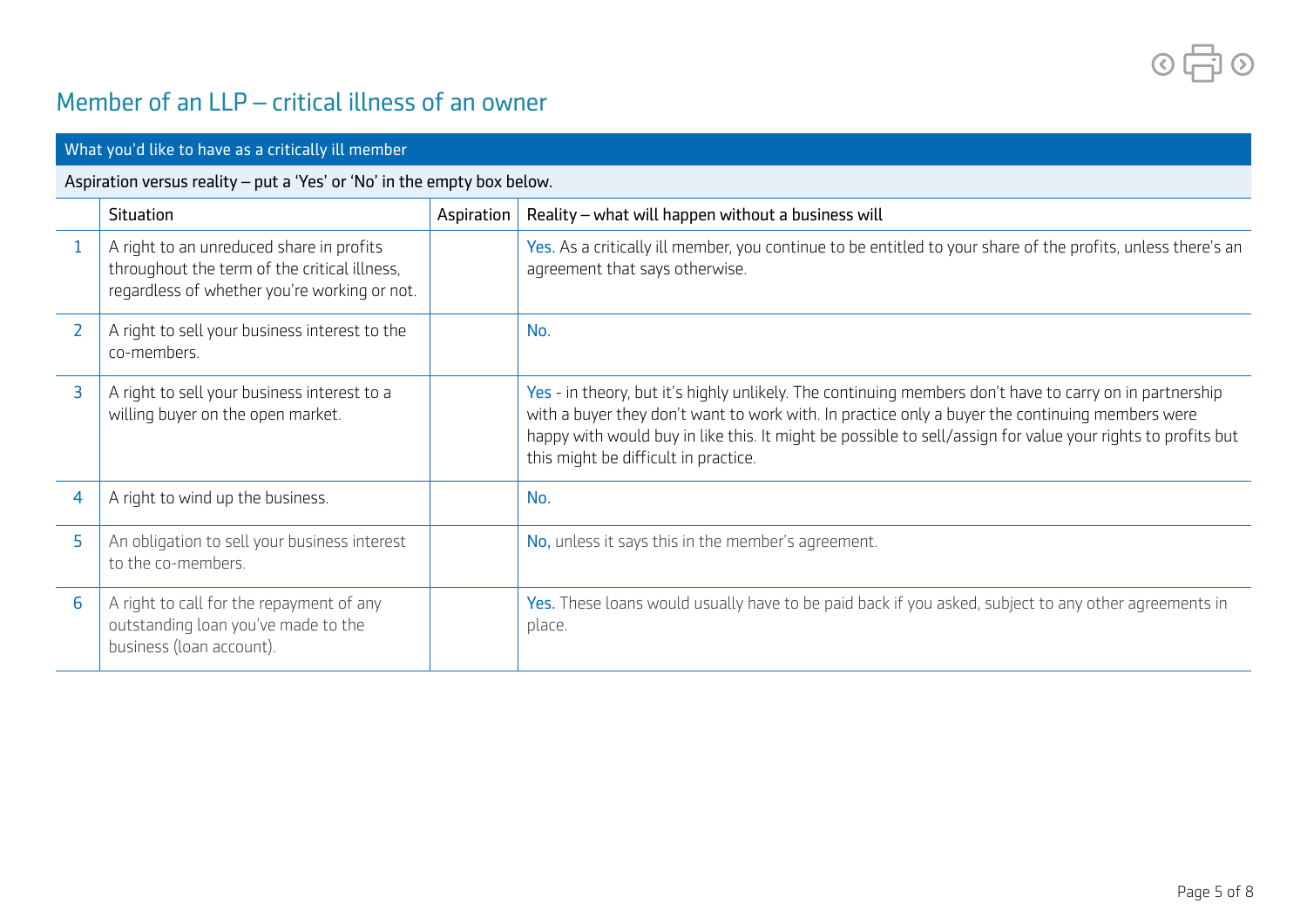# Member of an LLP – critical illness of an owner

| What you'd like to have as a critically ill member | | | |
|---|---|---|---|
| Aspiration versus reality – put a 'Yes' or 'No' in the empty box below. | | | |
| | Situation | Aspiration | Reality – what will happen without a business will |
| 1 | A right to an unreduced share in profits throughout the term of the critical illness, regardless of whether you're working or not. | | Yes. As a critically ill member, you continue to be entitled to your share of the profits, unless there's an agreement that says otherwise. |
| 2 | A right to sell your business interest to the co-members. | | No. |
| 3 | A right to sell your business interest to a willing buyer on the open market. | | Yes - in theory, but it's highly unlikely. The continuing members don't have to carry on in partnership with a buyer they don't want to work with. In practice only a buyer the continuing members were happy with would buy in like this. It might be possible to sell/assign for value your rights to profits but this might be difficult in practice. |
| 4 | A right to wind up the business. | | No. |
| 5 | An obligation to sell your business interest to the co-members. | | No, unless it says this in the member's agreement. |
| 6 | A right to call for the repayment of any outstanding loan you've made to the business (loan account). | | Yes. These loans would usually have to be paid back if you asked, subject to any other agreements in place. |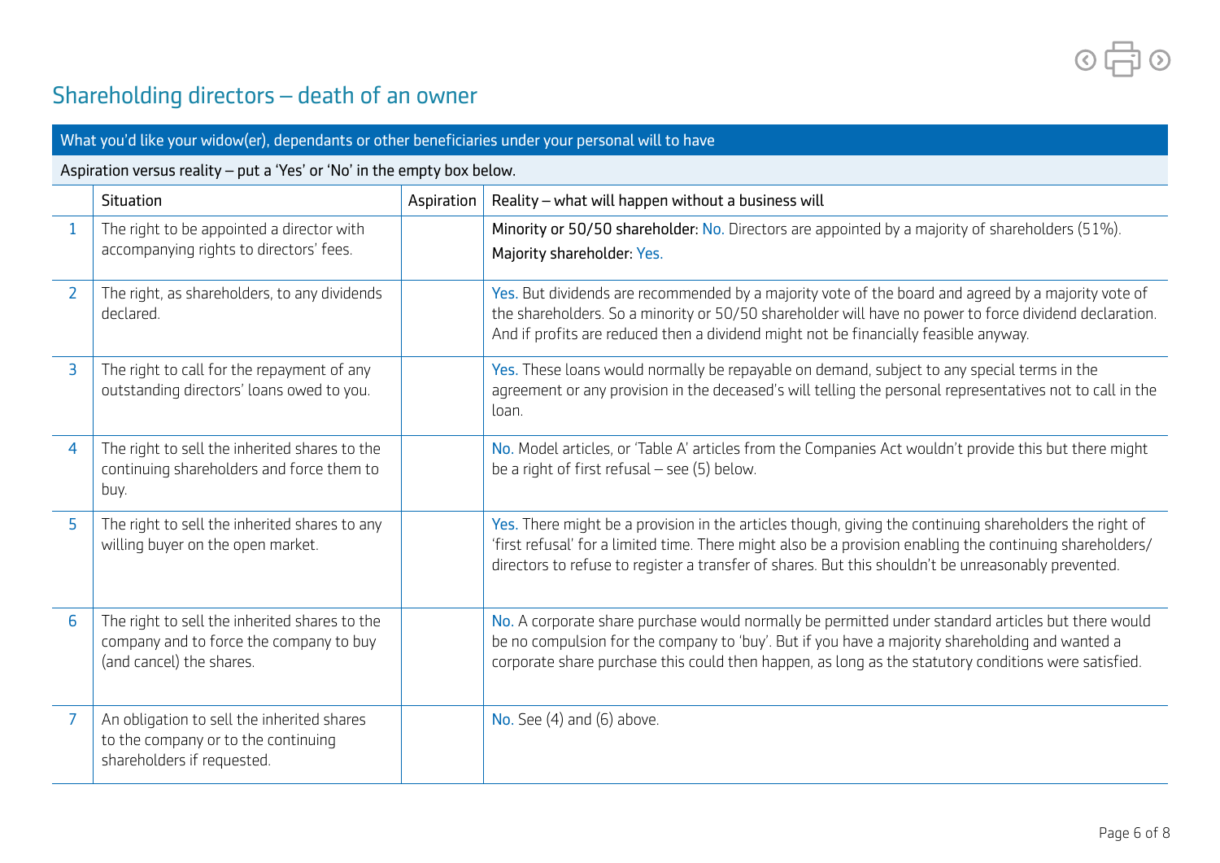## Shareholding directors – death of an owner

| What you'd like your widow(er), dependants or other beneficiaries under your personal will to have | | | |
|---|---|---|---|
| Aspiration versus reality – put a 'Yes' or 'No' in the empty box below. | | | |
| | Situation | Aspiration | Reality – what will happen without a business will |
| 1 | The right to be appointed a director with accompanying rights to directors' fees. | | Minority or 50/50 shareholder: No. Directors are appointed by a majority of shareholders (51%).<br>Majority shareholder: Yes. |
| 2 | The right, as shareholders, to any dividends declared. | | Yes. But dividends are recommended by a majority vote of the board and agreed by a majority vote of the shareholders. So a minority or 50/50 shareholder will have no power to force dividend declaration. And if profits are reduced then a dividend might not be financially feasible anyway. |
| 3 | The right to call for the repayment of any outstanding directors' loans owed to you. | | Yes. These loans would normally be repayable on demand, subject to any special terms in the agreement or any provision in the deceased's will telling the personal representatives not to call in the loan. |
| 4 | The right to sell the inherited shares to the continuing shareholders and force them to buy. | | No. Model articles, or 'Table A' articles from the Companies Act wouldn't provide this but there might be a right of first refusal – see (5) below. |
| 5 | The right to sell the inherited shares to any willing buyer on the open market. | | Yes. There might be a provision in the articles though, giving the continuing shareholders the right of 'first refusal' for a limited time. There might also be a provision enabling the continuing shareholders/directors to refuse to register a transfer of shares. But this shouldn't be unreasonably prevented. |
| 6 | The right to sell the inherited shares to the company and to force the company to buy (and cancel) the shares. | | No. A corporate share purchase would normally be permitted under standard articles but there would be no compulsion for the company to 'buy'. But if you have a majority shareholding and wanted a corporate share purchase this could then happen, as long as the statutory conditions were satisfied. |
| 7 | An obligation to sell the inherited shares to the company or to the continuing shareholders if requested. | | No. See (4) and (6) above. |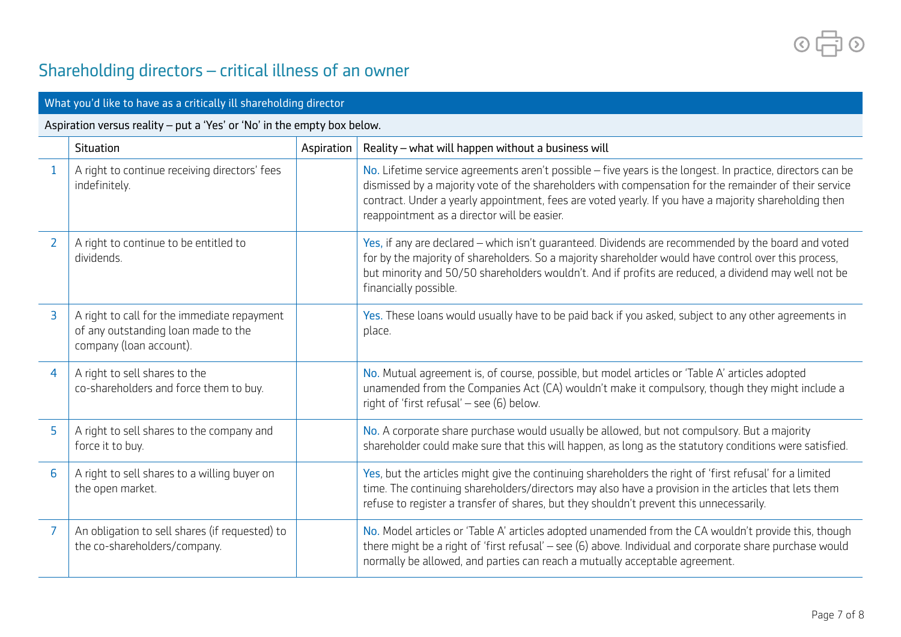# Shareholding directors – critical illness of an owner

| What you'd like to have as a critically ill shareholding director | | | |
|---|---|---|---|
| Aspiration versus reality – put a 'Yes' or 'No' in the empty box below. | | | |
| | Situation | Aspiration | Reality – what will happen without a business will |
| 1 | A right to continue receiving directors' fees indefinitely. | | No. Lifetime service agreements aren't possible – five years is the longest. In practice, directors can be dismissed by a majority vote of the shareholders with compensation for the remainder of their service contract. Under a yearly appointment, fees are voted yearly. If you have a majority shareholding then reappointment as a director will be easier. |
| 2 | A right to continue to be entitled to dividends. | | Yes, if any are declared – which isn't guaranteed. Dividends are recommended by the board and voted for by the majority of shareholders. So a majority shareholder would have control over this process, but minority and 50/50 shareholders wouldn't. And if profits are reduced, a dividend may well not be financially possible. |
| 3 | A right to call for the immediate repayment of any outstanding loan made to the company (loan account). | | Yes. These loans would usually have to be paid back if you asked, subject to any other agreements in place. |
| 4 | A right to sell shares to the co-shareholders and force them to buy. | | No. Mutual agreement is, of course, possible, but model articles or 'Table A' articles adopted unamended from the Companies Act (CA) wouldn't make it compulsory, though they might include a right of 'first refusal' – see (6) below. |
| 5 | A right to sell shares to the company and force it to buy. | | No. A corporate share purchase would usually be allowed, but not compulsory. But a majority shareholder could make sure that this will happen, as long as the statutory conditions were satisfied. |
| 6 | A right to sell shares to a willing buyer on the open market. | | Yes, but the articles might give the continuing shareholders the right of 'first refusal' for a limited time. The continuing shareholders/directors may also have a provision in the articles that lets them refuse to register a transfer of shares, but they shouldn't prevent this unnecessarily. |
| 7 | An obligation to sell shares (if requested) to the co-shareholders/company. | | No. Model articles or 'Table A' articles adopted unamended from the CA wouldn't provide this, though there might be a right of 'first refusal' – see (6) above. Individual and corporate share purchase would normally be allowed, and parties can reach a mutually acceptable agreement. |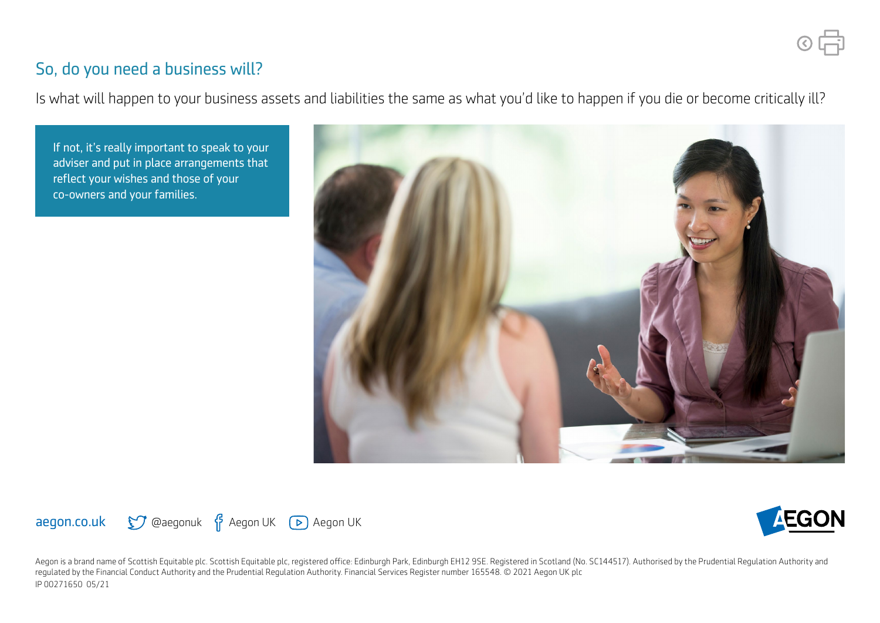## So, do you need a business will?

Is what will happen to your business assets and liabilities the same as what you'd like to happen if you die or become critically ill?

If not, it's really important to speak to your adviser and put in place arrangements that reflect your wishes and those of your co-owners and your families.

aegon.co.uk @aegonuk Aegon UK Aegon UK

Aegon is a brand name of Scottish Equitable plc. Scottish Equitable plc, registered office: Edinburgh Park, Edinburgh EH12 9SE. Registered in Scotland (No. SC144517). Authorised by the Prudential Regulation Authority and regulated by the Financial Conduct Authority and the Prudential Regulation Authority. Financial Services Register number 165548. © 2021 Aegon UK plc

IP 00271650 05/21